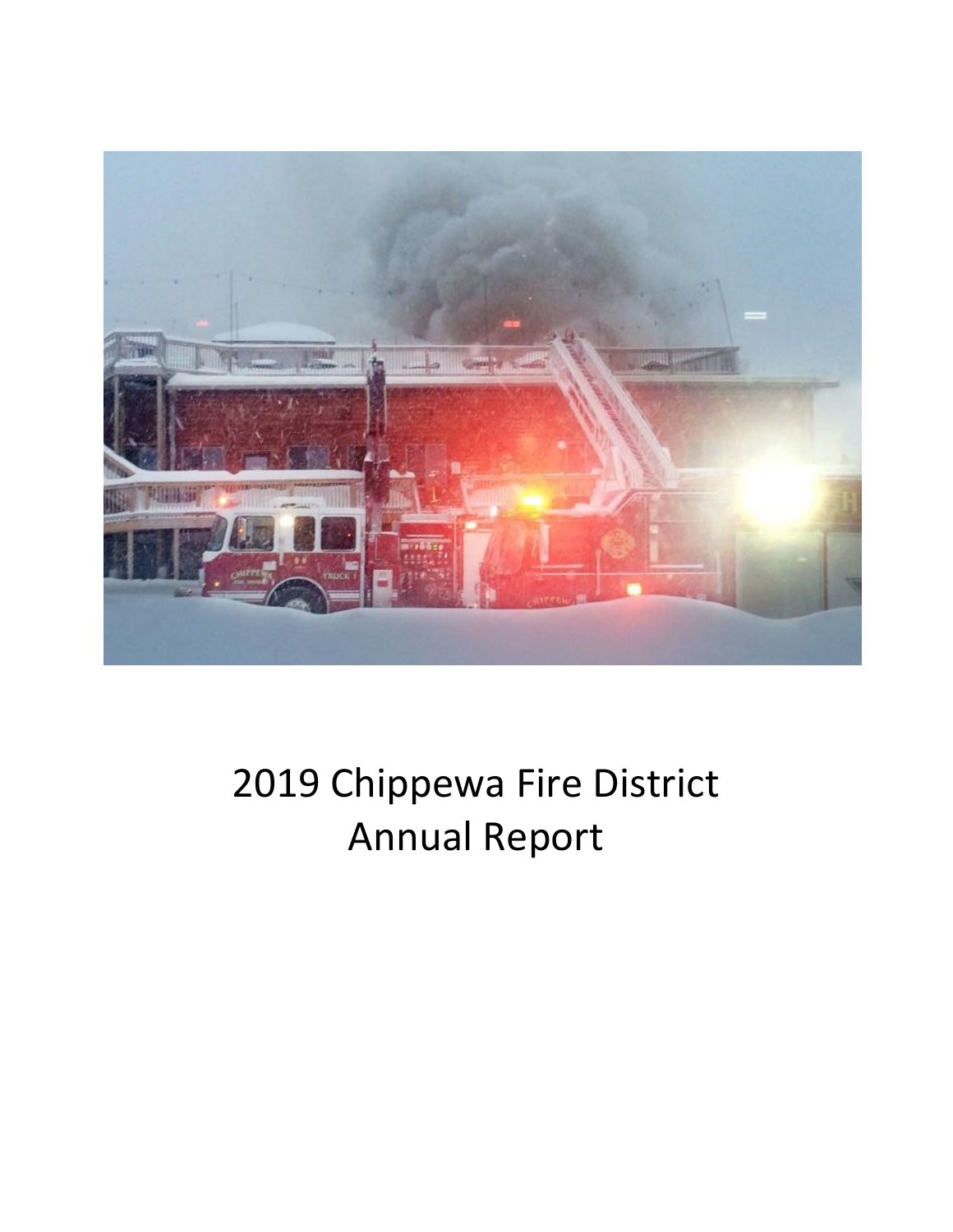# 2019 Chippewa Fire District Annual Report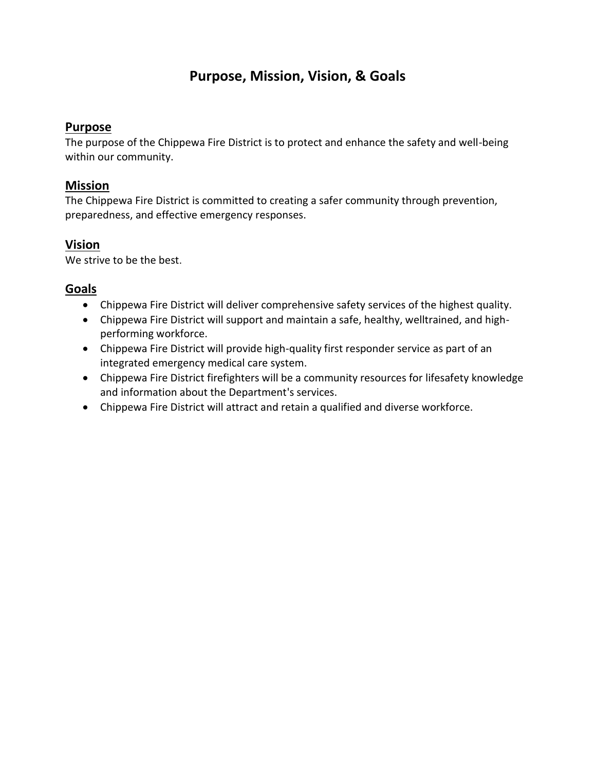# Purpose, Mission, Vision, & Goals

## Purpose

The purpose of the Chippewa Fire District is to protect and enhance the safety and well-being within our community.

## Mission

The Chippewa Fire District is committed to creating a safer community through prevention, preparedness, and effective emergency responses.

## Vision

We strive to be the best.

## Goals

- Chippewa Fire District will deliver comprehensive safety services of the highest quality.
- Chippewa Fire District will support and maintain a safe, healthy, welltrained, and high-performing workforce.
- Chippewa Fire District will provide high-quality first responder service as part of an integrated emergency medical care system.
- Chippewa Fire District firefighters will be a community resources for lifesafety knowledge and information about the Department's services.
- Chippewa Fire District will attract and retain a qualified and diverse workforce.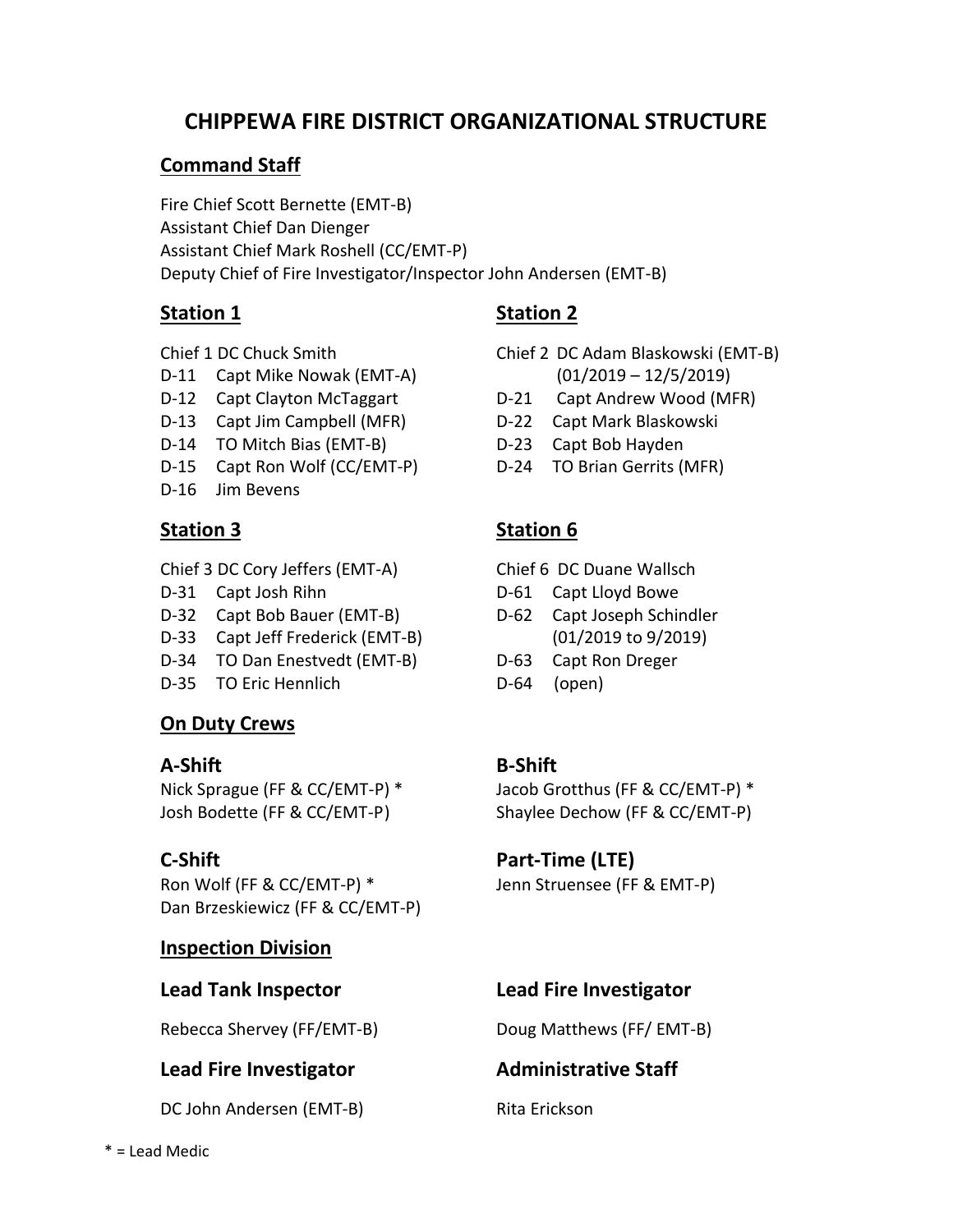# CHIPPEWA FIRE DISTRICT ORGANIZATIONAL STRUCTURE

## Command Staff

Fire Chief Scott Bernette (EMT-B)
Assistant Chief Dan Dienger
Assistant Chief Mark Roshell (CC/EMT-P)
Deputy Chief of Fire Investigator/Inspector John Andersen (EMT-B)

## Station 1

Chief 1 DC Chuck Smith
D-11 Capt Mike Nowak (EMT-A)
D-12 Capt Clayton McTaggart
D-13 Capt Jim Campbell (MFR)
D-14 TO Mitch Bias (EMT-B)
D-15 Capt Ron Wolf (CC/EMT-P)
D-16 Jim Bevens

## Station 2

Chief 2 DC Adam Blaskowski (EMT-B) (01/2019 – 12/5/2019)
D-21 Capt Andrew Wood (MFR)
D-22 Capt Mark Blaskowski
D-23 Capt Bob Hayden
D-24 TO Brian Gerrits (MFR)

## Station 3

Chief 3 DC Cory Jeffers (EMT-A)
D-31 Capt Josh Rihn
D-32 Capt Bob Bauer (EMT-B)
D-33 Capt Jeff Frederick (EMT-B)
D-34 TO Dan Enestvedt (EMT-B)
D-35 TO Eric Hennlich

## Station 6

Chief 6 DC Duane Wallsch
D-61 Capt Lloyd Bowe
D-62 Capt Joseph Schindler (01/2019 to 9/2019)
D-63 Capt Ron Dreger
D-64 (open)

## On Duty Crews

### A-Shift

Nick Sprague (FF & CC/EMT-P) *
Josh Bodette (FF & CC/EMT-P)

### B-Shift

Jacob Grotthus (FF & CC/EMT-P) *
Shaylee Dechow (FF & CC/EMT-P)

### C-Shift

Ron Wolf (FF & CC/EMT-P) *
Dan Brzeskiewicz (FF & CC/EMT-P)

### Part-Time (LTE)

Jenn Struensee (FF & EMT-P)

## Inspection Division

### Lead Tank Inspector

Rebecca Shervey (FF/EMT-B)

### Lead Fire Investigator

Doug Matthews (FF/ EMT-B)

### Lead Fire Investigator

DC John Andersen (EMT-B)

### Administrative Staff

Rita Erickson

* = Lead Medic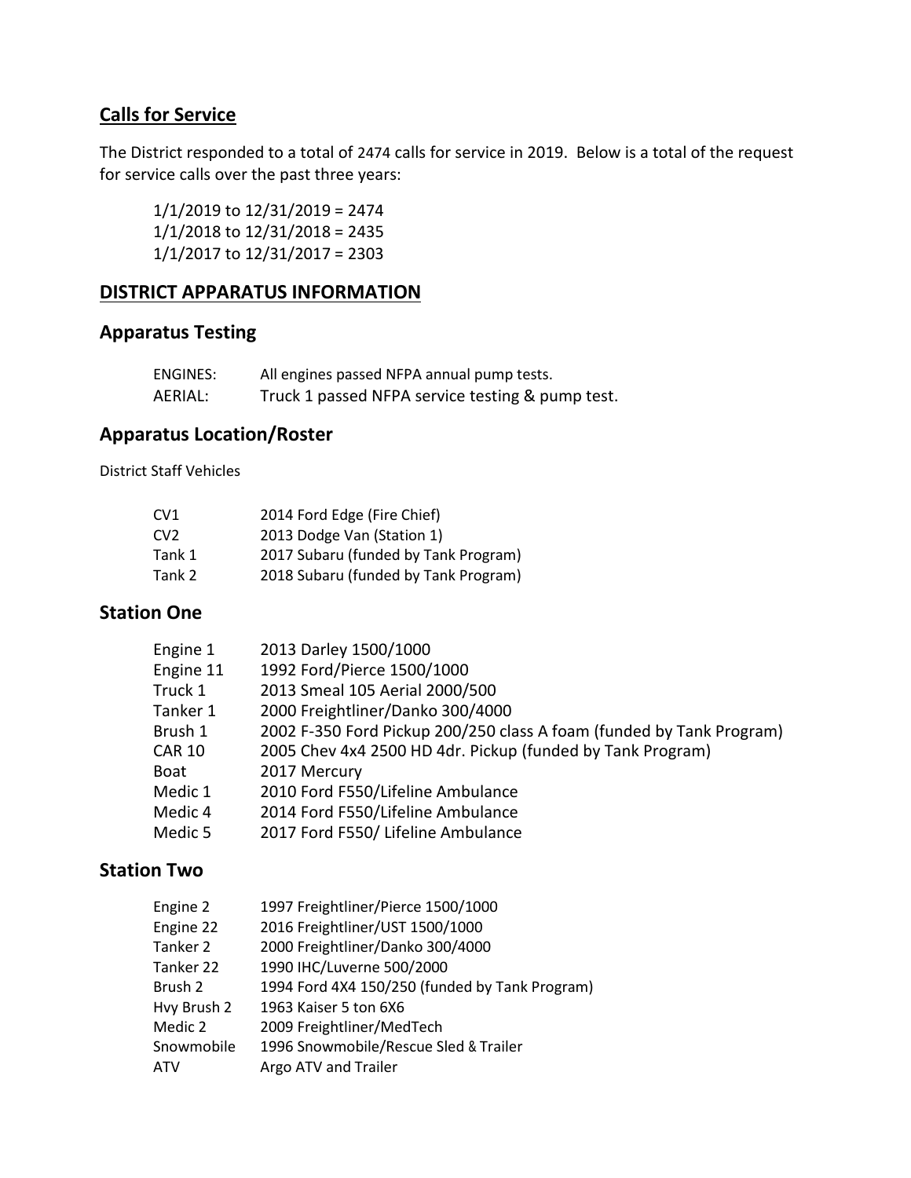## Calls for Service

The District responded to a total of 2474 calls for service in 2019. Below is a total of the request for service calls over the past three years:

1/1/2019 to 12/31/2019 = 2474
1/1/2018 to 12/31/2018 = 2435
1/1/2017 to 12/31/2017 = 2303

## DISTRICT APPARATUS INFORMATION

### Apparatus Testing

| | |
|---|---|
| ENGINES: | All engines passed NFPA annual pump tests. |
| AERIAL: | Truck 1 passed NFPA service testing & pump test. |

### Apparatus Location/Roster

District Staff Vehicles

| | |
|---|---|
| CV1 | 2014 Ford Edge (Fire Chief) |
| CV2 | 2013 Dodge Van (Station 1) |
| Tank 1 | 2017 Subaru (funded by Tank Program) |
| Tank 2 | 2018 Subaru (funded by Tank Program) |

### Station One

| | |
|---|---|
| Engine 1 | 2013 Darley 1500/1000 |
| Engine 11 | 1992 Ford/Pierce 1500/1000 |
| Truck 1 | 2013 Smeal 105 Aerial 2000/500 |
| Tanker 1 | 2000 Freightliner/Danko 300/4000 |
| Brush 1 | 2002 F-350 Ford Pickup 200/250 class A foam (funded by Tank Program) |
| CAR 10 | 2005 Chev 4x4 2500 HD 4dr. Pickup (funded by Tank Program) |
| Boat | 2017 Mercury |
| Medic 1 | 2010 Ford F550/Lifeline Ambulance |
| Medic 4 | 2014 Ford F550/Lifeline Ambulance |
| Medic 5 | 2017 Ford F550/ Lifeline Ambulance |

### Station Two

| | |
|---|---|
| Engine 2 | 1997 Freightliner/Pierce 1500/1000 |
| Engine 22 | 2016 Freightliner/UST 1500/1000 |
| Tanker 2 | 2000 Freightliner/Danko 300/4000 |
| Tanker 22 | 1990 IHC/Luverne 500/2000 |
| Brush 2 | 1994 Ford 4X4 150/250 (funded by Tank Program) |
| Hvy Brush 2 | 1963 Kaiser 5 ton 6X6 |
| Medic 2 | 2009 Freightliner/MedTech |
| Snowmobile | 1996 Snowmobile/Rescue Sled & Trailer |
| ATV | Argo ATV and Trailer |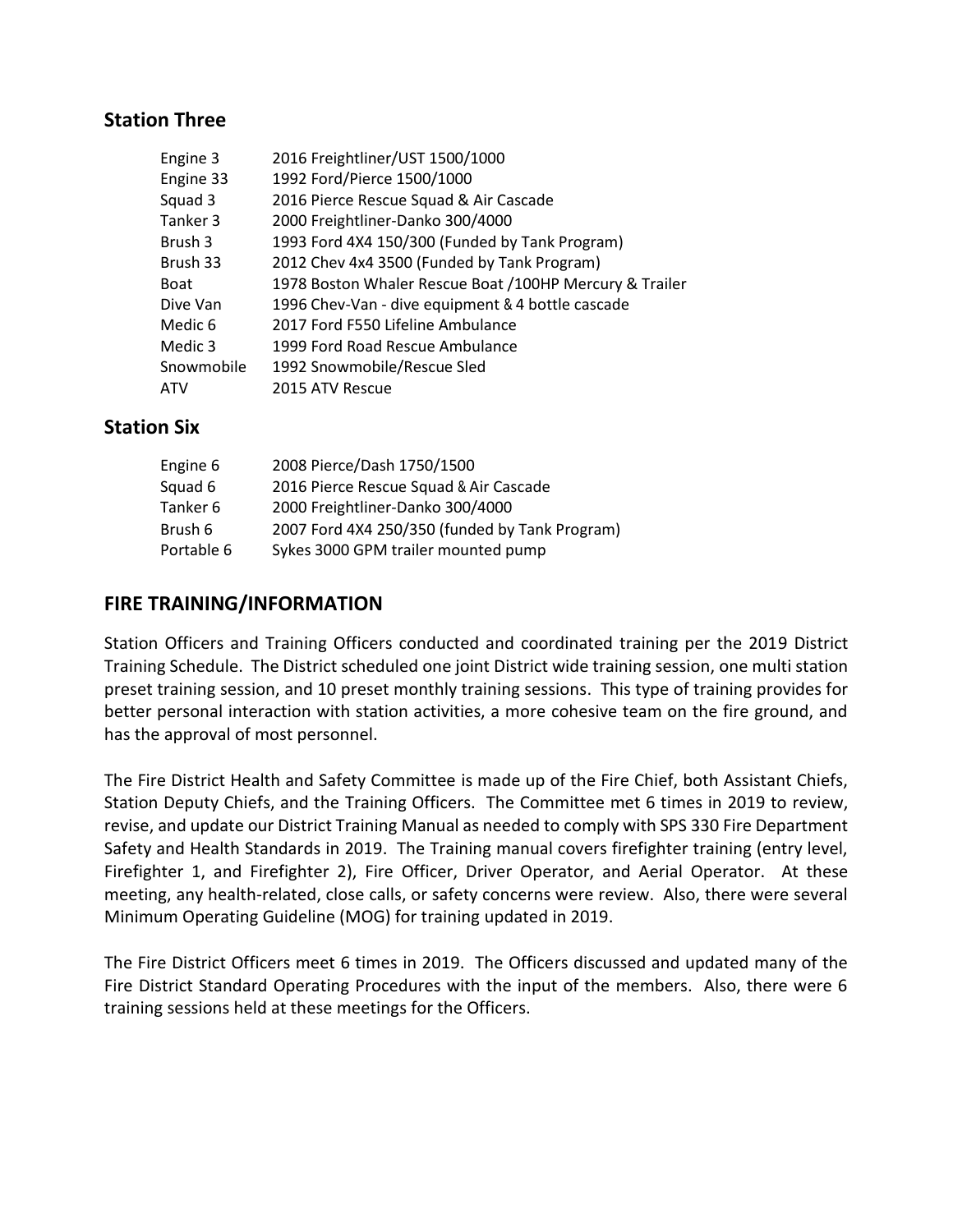## Station Three

| | |
|---|---|
| Engine 3 | 2016 Freightliner/UST 1500/1000 |
| Engine 33 | 1992 Ford/Pierce 1500/1000 |
| Squad 3 | 2016 Pierce Rescue Squad & Air Cascade |
| Tanker 3 | 2000 Freightliner-Danko 300/4000 |
| Brush 3 | 1993 Ford 4X4 150/300 (Funded by Tank Program) |
| Brush 33 | 2012 Chev 4x4 3500 (Funded by Tank Program) |
| Boat | 1978 Boston Whaler Rescue Boat /100HP Mercury & Trailer |
| Dive Van | 1996 Chev-Van - dive equipment & 4 bottle cascade |
| Medic 6 | 2017 Ford F550 Lifeline Ambulance |
| Medic 3 | 1999 Ford Road Rescue Ambulance |
| Snowmobile | 1992 Snowmobile/Rescue Sled |
| ATV | 2015 ATV Rescue |

## Station Six

| | |
|---|---|
| Engine 6 | 2008 Pierce/Dash 1750/1500 |
| Squad 6 | 2016 Pierce Rescue Squad & Air Cascade |
| Tanker 6 | 2000 Freightliner-Danko 300/4000 |
| Brush 6 | 2007 Ford 4X4 250/350 (funded by Tank Program) |
| Portable 6 | Sykes 3000 GPM trailer mounted pump |

## FIRE TRAINING/INFORMATION

Station Officers and Training Officers conducted and coordinated training per the 2019 District Training Schedule. The District scheduled one joint District wide training session, one multi station preset training session, and 10 preset monthly training sessions. This type of training provides for better personal interaction with station activities, a more cohesive team on the fire ground, and has the approval of most personnel.

The Fire District Health and Safety Committee is made up of the Fire Chief, both Assistant Chiefs, Station Deputy Chiefs, and the Training Officers. The Committee met 6 times in 2019 to review, revise, and update our District Training Manual as needed to comply with SPS 330 Fire Department Safety and Health Standards in 2019. The Training manual covers firefighter training (entry level, Firefighter 1, and Firefighter 2), Fire Officer, Driver Operator, and Aerial Operator. At these meeting, any health-related, close calls, or safety concerns were review. Also, there were several Minimum Operating Guideline (MOG) for training updated in 2019.

The Fire District Officers meet 6 times in 2019. The Officers discussed and updated many of the Fire District Standard Operating Procedures with the input of the members. Also, there were 6 training sessions held at these meetings for the Officers.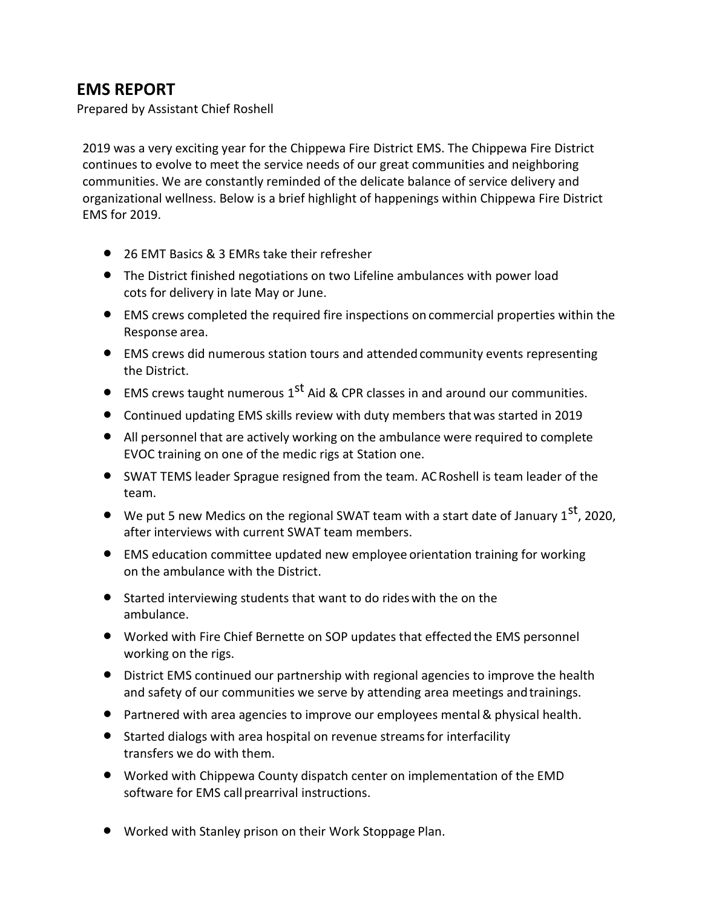## EMS REPORT

Prepared by Assistant Chief Roshell

2019 was a very exciting year for the Chippewa Fire District EMS. The Chippewa Fire District continues to evolve to meet the service needs of our great communities and neighboring communities. We are constantly reminded of the delicate balance of service delivery and organizational wellness. Below is a brief highlight of happenings within Chippewa Fire District EMS for 2019.

- 26 EMT Basics & 3 EMRs take their refresher
- The District finished negotiations on two Lifeline ambulances with power load cots for delivery in late May or June.
- EMS crews completed the required fire inspections on commercial properties within the Response area.
- EMS crews did numerous station tours and attended community events representing the District.
- EMS crews taught numerous 1st Aid & CPR classes in and around our communities.
- Continued updating EMS skills review with duty members that was started in 2019
- All personnel that are actively working on the ambulance were required to complete EVOC training on one of the medic rigs at Station one.
- SWAT TEMS leader Sprague resigned from the team. AC Roshell is team leader of the team.
- We put 5 new Medics on the regional SWAT team with a start date of January 1st, 2020, after interviews with current SWAT team members.
- EMS education committee updated new employee orientation training for working on the ambulance with the District.
- Started interviewing students that want to do rides with the on the ambulance.
- Worked with Fire Chief Bernette on SOP updates that effected the EMS personnel working on the rigs.
- District EMS continued our partnership with regional agencies to improve the health and safety of our communities we serve by attending area meetings and trainings.
- Partnered with area agencies to improve our employees mental & physical health.
- Started dialogs with area hospital on revenue streams for interfacility transfers we do with them.
- Worked with Chippewa County dispatch center on implementation of the EMD software for EMS call prearrival instructions.
- Worked with Stanley prison on their Work Stoppage Plan.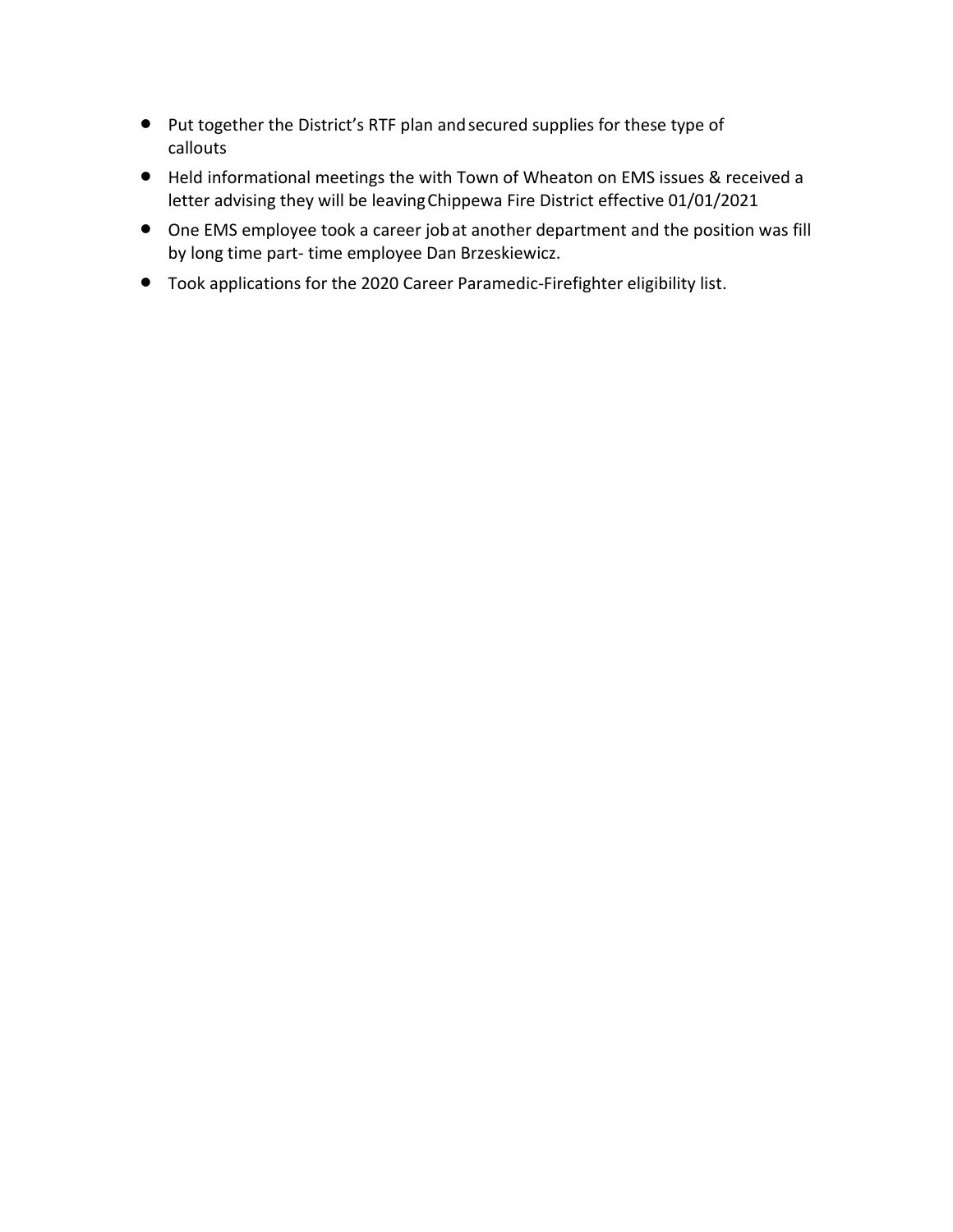- Put together the District's RTF plan and secured supplies for these type of callouts
- Held informational meetings the with Town of Wheaton on EMS issues & received a letter advising they will be leaving Chippewa Fire District effective 01/01/2021
- One EMS employee took a career job at another department and the position was fill by long time part- time employee Dan Brzeskiewicz.
- Took applications for the 2020 Career Paramedic-Firefighter eligibility list.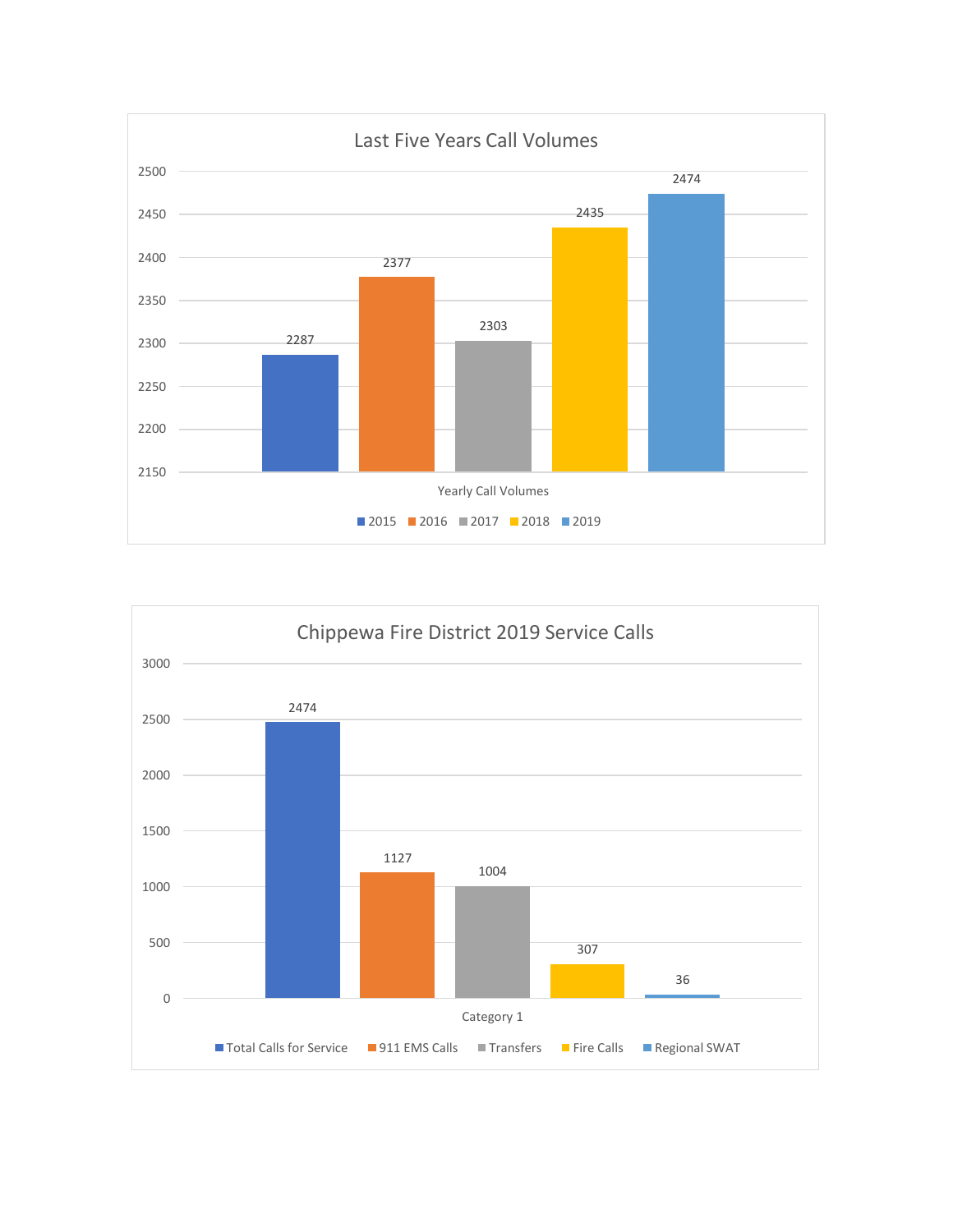## Last Five Years Call Volumes

| Yearly Call Volumes | 2015 | 2016 | 2017 | 2018 | 2019 |
|---|---|---|---|---|---|
| Calls | 2287 | 2377 | 2303 | 2435 | 2474 |

## Chippewa Fire District 2019 Service Calls

| Category 1 | Total Calls for Service | 911 EMS Calls | Transfers | Fire Calls | Regional SWAT |
|---|---|---|---|---|---|
| Calls | 2474 | 1127 | 1004 | 307 | 36 |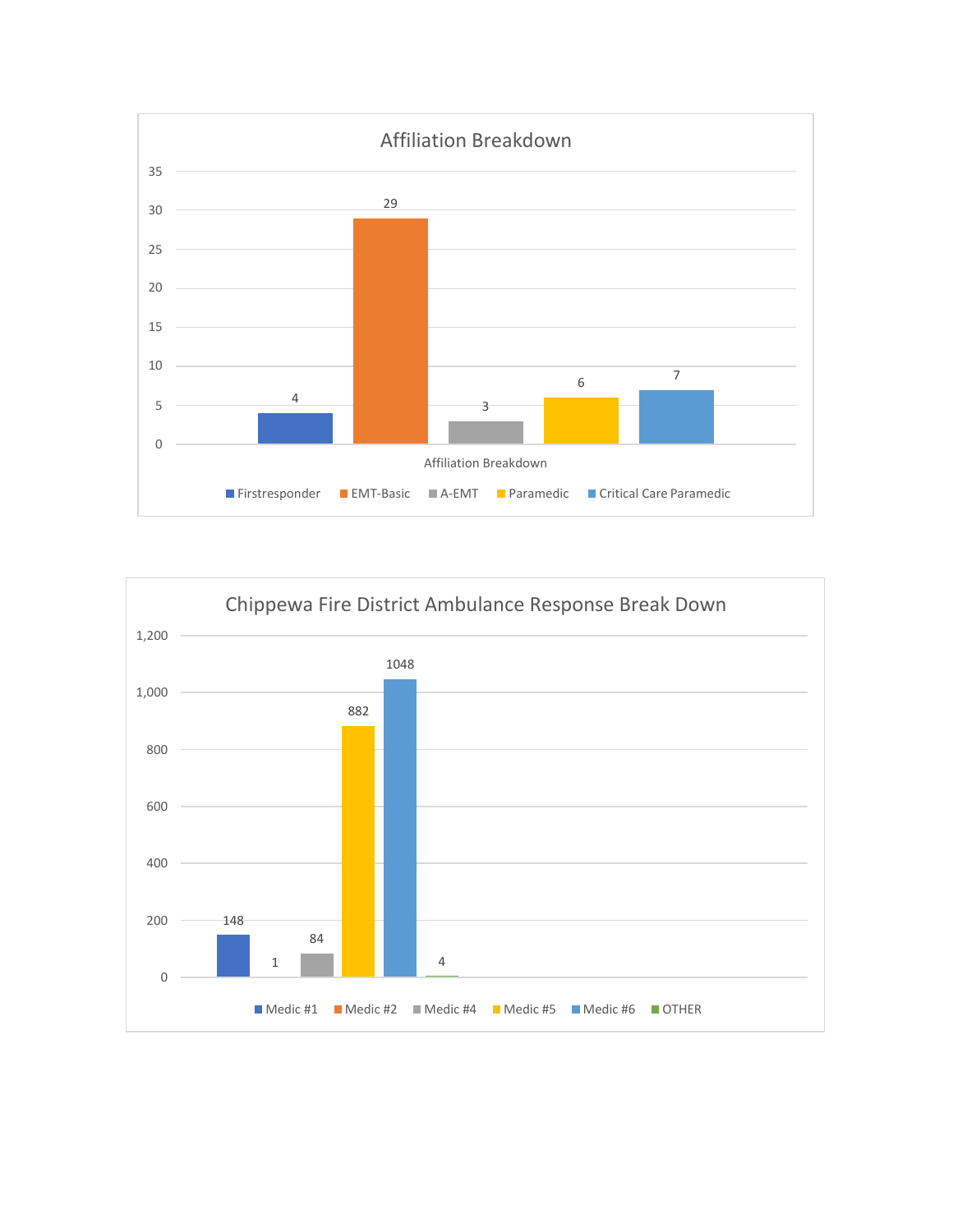## Affiliation Breakdown

| Affiliation | Count |
|---|---|
| Firstresponder | 4 |
| EMT-Basic | 29 |
| A-EMT | 3 |
| Paramedic | 6 |
| Critical Care Paramedic | 7 |

## Chippewa Fire District Ambulance Response Break Down

| Unit | Responses |
|---|---|
| Medic #1 | 148 |
| Medic #2 | 1 |
| Medic #4 | 84 |
| Medic #5 | 882 |
| Medic #6 | 1048 |
| OTHER | 4 |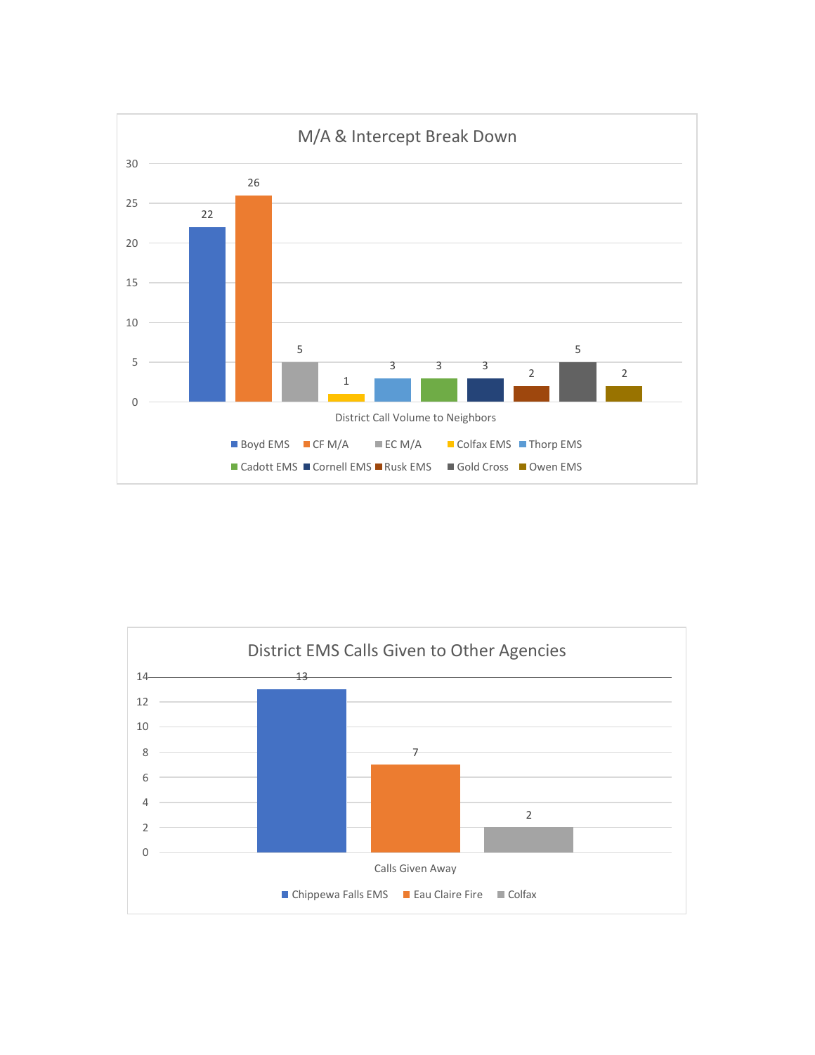## M/A & Intercept Break Down

District Call Volume to Neighbors

| Agency | Calls |
| --- | --- |
| Boyd EMS | 22 |
| CF M/A | 26 |
| EC M/A | 5 |
| Colfax EMS | 1 |
| Thorp EMS | 3 |
| Cadott EMS | 3 |
| Cornell EMS | 3 |
| Rusk EMS | 2 |
| Gold Cross | 5 |
| Owen EMS | 2 |

## District EMS Calls Given to Other Agencies

Calls Given Away

| Agency | Calls |
| --- | --- |
| Chippewa Falls EMS | 13 |
| Eau Claire Fire | 7 |
| Colfax | 2 |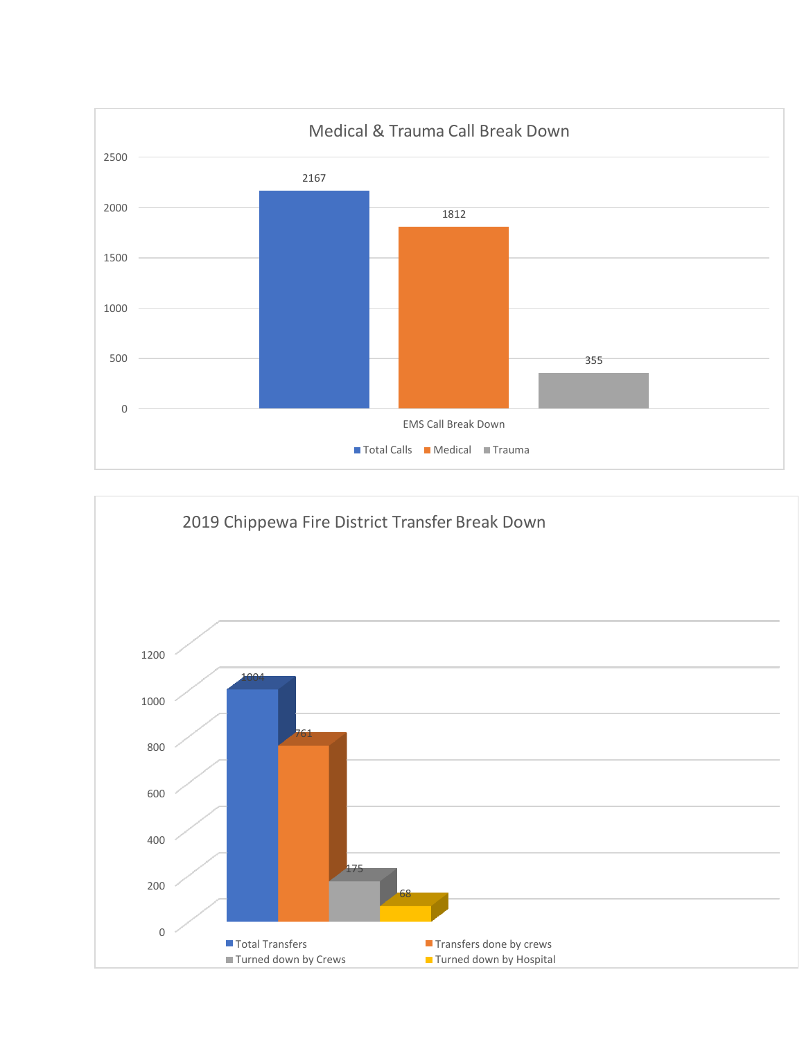## Medical & Trauma Call Break Down

| EMS Call Break Down | Value |
|---|---|
| Total Calls | 2167 |
| Medical | 1812 |
| Trauma | 355 |

## 2019 Chippewa Fire District Transfer Break Down

| Category | Value |
|---|---|
| Total Transfers | 1004 |
| Transfers done by crews | 761 |
| Turned down by Crews | 175 |
| Turned down by Hospital | 68 |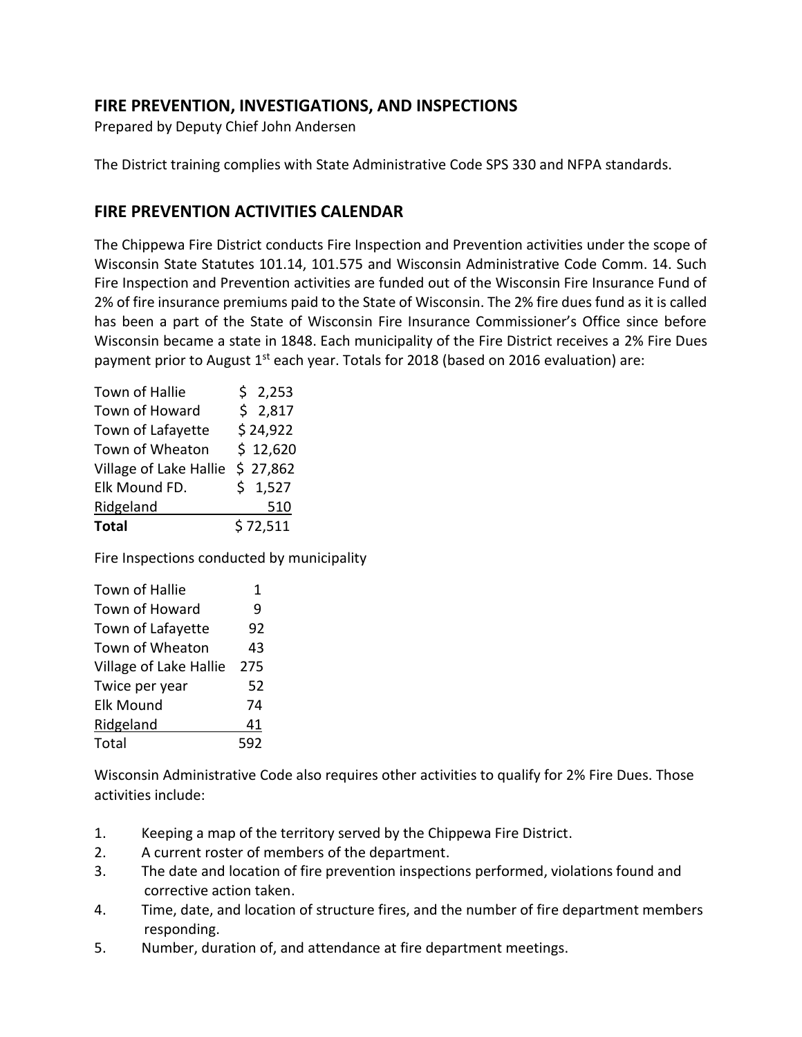## FIRE PREVENTION, INVESTIGATIONS, AND INSPECTIONS

Prepared by Deputy Chief John Andersen

The District training complies with State Administrative Code SPS 330 and NFPA standards.

## FIRE PREVENTION ACTIVITIES CALENDAR

The Chippewa Fire District conducts Fire Inspection and Prevention activities under the scope of Wisconsin State Statutes 101.14, 101.575 and Wisconsin Administrative Code Comm. 14. Such Fire Inspection and Prevention activities are funded out of the Wisconsin Fire Insurance Fund of 2% of fire insurance premiums paid to the State of Wisconsin. The 2% fire dues fund as it is called has been a part of the State of Wisconsin Fire Insurance Commissioner's Office since before Wisconsin became a state in 1848. Each municipality of the Fire District receives a 2% Fire Dues payment prior to August 1st each year. Totals for 2018 (based on 2016 evaluation) are:

| | |
|---|---|
| Town of Hallie | $ 2,253 |
| Town of Howard | $ 2,817 |
| Town of Lafayette | $ 24,922 |
| Town of Wheaton | $ 12,620 |
| Village of Lake Hallie | $ 27,862 |
| Elk Mound FD. | $ 1,527 |
| Ridgeland | 510 |
| **Total** | $ 72,511 |

Fire Inspections conducted by municipality

| | |
|---|---|
| Town of Hallie | 1 |
| Town of Howard | 9 |
| Town of Lafayette | 92 |
| Town of Wheaton | 43 |
| Village of Lake Hallie | 275 |
| Twice per year | 52 |
| Elk Mound | 74 |
| Ridgeland | 41 |
| Total | 592 |

Wisconsin Administrative Code also requires other activities to qualify for 2% Fire Dues. Those activities include:

1. Keeping a map of the territory served by the Chippewa Fire District.
2. A current roster of members of the department.
3. The date and location of fire prevention inspections performed, violations found and corrective action taken.
4. Time, date, and location of structure fires, and the number of fire department members responding.
5. Number, duration of, and attendance at fire department meetings.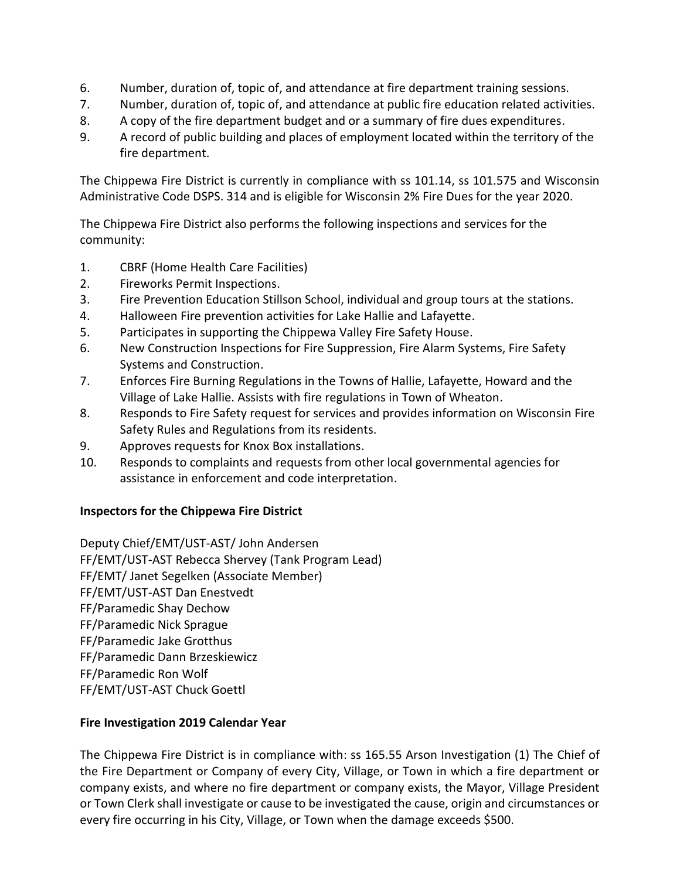6. Number, duration of, topic of, and attendance at fire department training sessions.
7. Number, duration of, topic of, and attendance at public fire education related activities.
8. A copy of the fire department budget and or a summary of fire dues expenditures.
9. A record of public building and places of employment located within the territory of the fire department.

The Chippewa Fire District is currently in compliance with ss 101.14, ss 101.575 and Wisconsin Administrative Code DSPS. 314 and is eligible for Wisconsin 2% Fire Dues for the year 2020.

The Chippewa Fire District also performs the following inspections and services for the community:

1. CBRF (Home Health Care Facilities)
2. Fireworks Permit Inspections.
3. Fire Prevention Education Stillson School, individual and group tours at the stations.
4. Halloween Fire prevention activities for Lake Hallie and Lafayette.
5. Participates in supporting the Chippewa Valley Fire Safety House.
6. New Construction Inspections for Fire Suppression, Fire Alarm Systems, Fire Safety Systems and Construction.
7. Enforces Fire Burning Regulations in the Towns of Hallie, Lafayette, Howard and the Village of Lake Hallie. Assists with fire regulations in Town of Wheaton.
8. Responds to Fire Safety request for services and provides information on Wisconsin Fire Safety Rules and Regulations from its residents.
9. Approves requests for Knox Box installations.
10. Responds to complaints and requests from other local governmental agencies for assistance in enforcement and code interpretation.

**Inspectors for the Chippewa Fire District**

Deputy Chief/EMT/UST-AST/ John Andersen
FF/EMT/UST-AST Rebecca Shervey (Tank Program Lead)
FF/EMT/ Janet Segelken (Associate Member)
FF/EMT/UST-AST Dan Enestvedt
FF/Paramedic Shay Dechow
FF/Paramedic Nick Sprague
FF/Paramedic Jake Grotthus
FF/Paramedic Dann Brzeskiewicz
FF/Paramedic Ron Wolf
FF/EMT/UST-AST Chuck Goettl

**Fire Investigation 2019 Calendar Year**

The Chippewa Fire District is in compliance with: ss 165.55 Arson Investigation (1) The Chief of the Fire Department or Company of every City, Village, or Town in which a fire department or company exists, and where no fire department or company exists, the Mayor, Village President or Town Clerk shall investigate or cause to be investigated the cause, origin and circumstances or every fire occurring in his City, Village, or Town when the damage exceeds $500.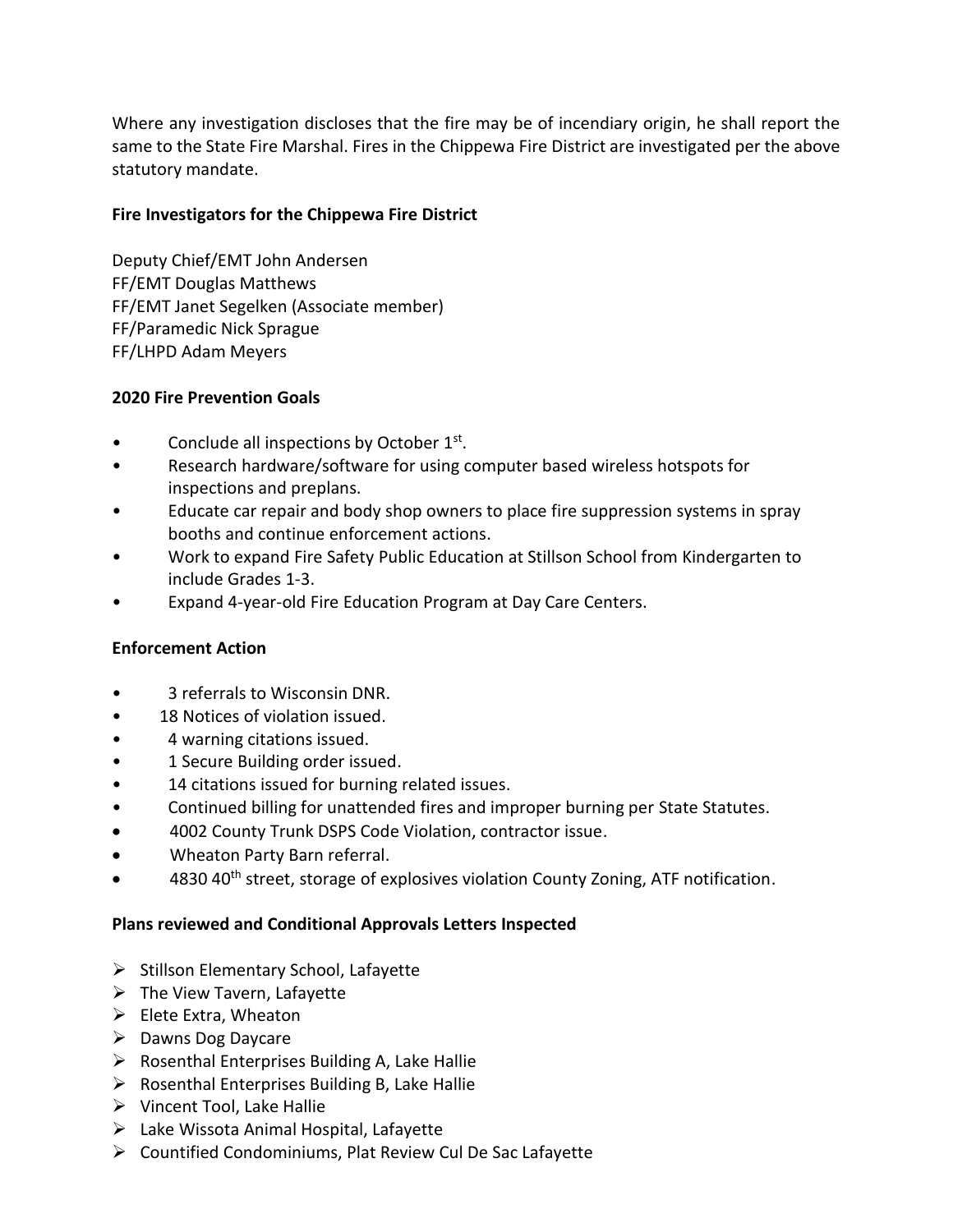Where any investigation discloses that the fire may be of incendiary origin, he shall report the same to the State Fire Marshal. Fires in the Chippewa Fire District are investigated per the above statutory mandate.

**Fire Investigators for the Chippewa Fire District**

Deputy Chief/EMT John Andersen
FF/EMT Douglas Matthews
FF/EMT Janet Segelken (Associate member)
FF/Paramedic Nick Sprague
FF/LHPD Adam Meyers

**2020 Fire Prevention Goals**

- Conclude all inspections by October 1st.
- Research hardware/software for using computer based wireless hotspots for inspections and preplans.
- Educate car repair and body shop owners to place fire suppression systems in spray booths and continue enforcement actions.
- Work to expand Fire Safety Public Education at Stillson School from Kindergarten to include Grades 1-3.
- Expand 4-year-old Fire Education Program at Day Care Centers.

**Enforcement Action**

- 3 referrals to Wisconsin DNR.
- 18 Notices of violation issued.
- 4 warning citations issued.
- 1 Secure Building order issued.
- 14 citations issued for burning related issues.
- Continued billing for unattended fires and improper burning per State Statutes.
- 4002 County Trunk DSPS Code Violation, contractor issue.
- Wheaton Party Barn referral.
- 4830 40th street, storage of explosives violation County Zoning, ATF notification.

**Plans reviewed and Conditional Approvals Letters Inspected**

- Stillson Elementary School, Lafayette
- The View Tavern, Lafayette
- Elete Extra, Wheaton
- Dawns Dog Daycare
- Rosenthal Enterprises Building A, Lake Hallie
- Rosenthal Enterprises Building B, Lake Hallie
- Vincent Tool, Lake Hallie
- Lake Wissota Animal Hospital, Lafayette
- Countified Condominiums, Plat Review Cul De Sac Lafayette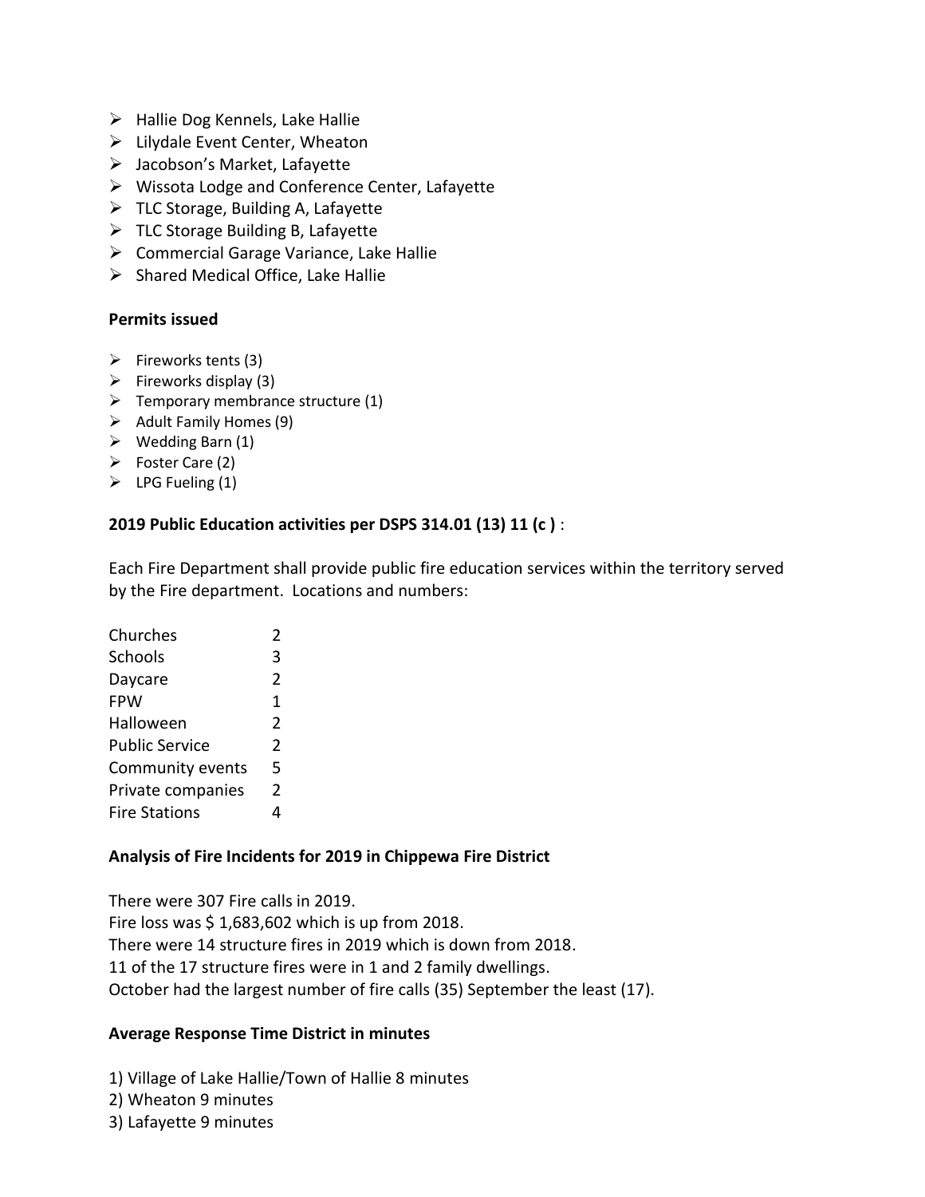- Hallie Dog Kennels, Lake Hallie
- Lilydale Event Center, Wheaton
- Jacobson's Market, Lafayette
- Wissota Lodge and Conference Center, Lafayette
- TLC Storage, Building A, Lafayette
- TLC Storage Building B, Lafayette
- Commercial Garage Variance, Lake Hallie
- Shared Medical Office, Lake Hallie

**Permits issued**

- Fireworks tents (3)
- Fireworks display (3)
- Temporary membrance structure (1)
- Adult Family Homes (9)
- Wedding Barn (1)
- Foster Care (2)
- LPG Fueling (1)

**2019 Public Education activities per DSPS 314.01 (13) 11 (c )** :

Each Fire Department shall provide public fire education services within the territory served by the Fire department. Locations and numbers:

| | |
|---|---|
| Churches | 2 |
| Schools | 3 |
| Daycare | 2 |
| FPW | 1 |
| Halloween | 2 |
| Public Service | 2 |
| Community events | 5 |
| Private companies | 2 |
| Fire Stations | 4 |

**Analysis of Fire Incidents for 2019 in Chippewa Fire District**

There were 307 Fire calls in 2019.
Fire loss was $ 1,683,602 which is up from 2018.
There were 14 structure fires in 2019 which is down from 2018.
11 of the 17 structure fires were in 1 and 2 family dwellings.
October had the largest number of fire calls (35) September the least (17).

**Average Response Time District in minutes**

1) Village of Lake Hallie/Town of Hallie 8 minutes
2) Wheaton 9 minutes
3) Lafayette 9 minutes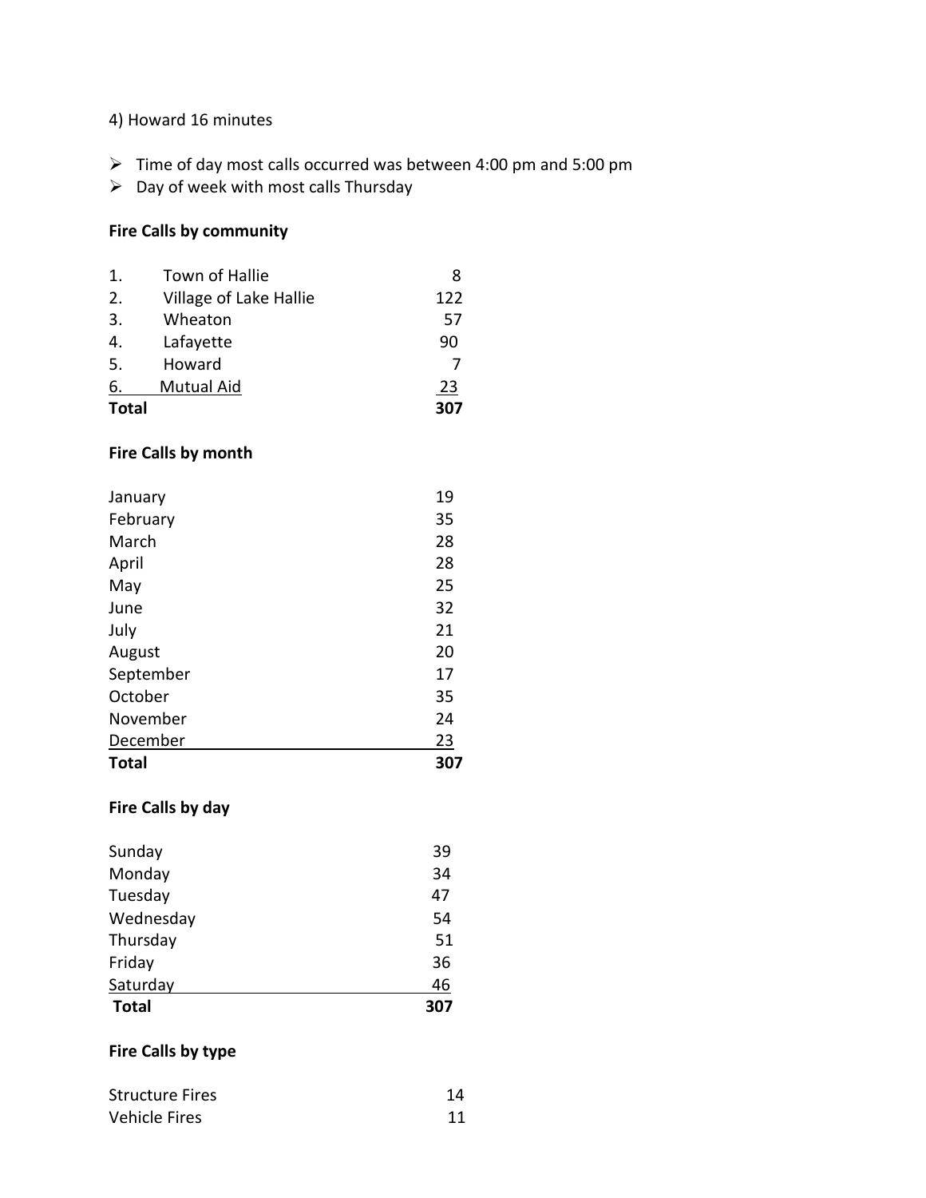4) Howard 16 minutes

- Time of day most calls occurred was between 4:00 pm and 5:00 pm
- Day of week with most calls Thursday

**Fire Calls by community**

| | | |
|---|---|---|
| 1. | Town of Hallie | 8 |
| 2. | Village of Lake Hallie | 122 |
| 3. | Wheaton | 57 |
| 4. | Lafayette | 90 |
| 5. | Howard | 7 |
| 6. | Mutual Aid | 23 |
| **Total** | | **307** |

**Fire Calls by month**

| | |
|---|---|
| January | 19 |
| February | 35 |
| March | 28 |
| April | 28 |
| May | 25 |
| June | 32 |
| July | 21 |
| August | 20 |
| September | 17 |
| October | 35 |
| November | 24 |
| December | 23 |
| **Total** | **307** |

**Fire Calls by day**

| | |
|---|---|
| Sunday | 39 |
| Monday | 34 |
| Tuesday | 47 |
| Wednesday | 54 |
| Thursday | 51 |
| Friday | 36 |
| Saturday | 46 |
| **Total** | **307** |

**Fire Calls by type**

| | |
|---|---|
| Structure Fires | 14 |
| Vehicle Fires | 11 |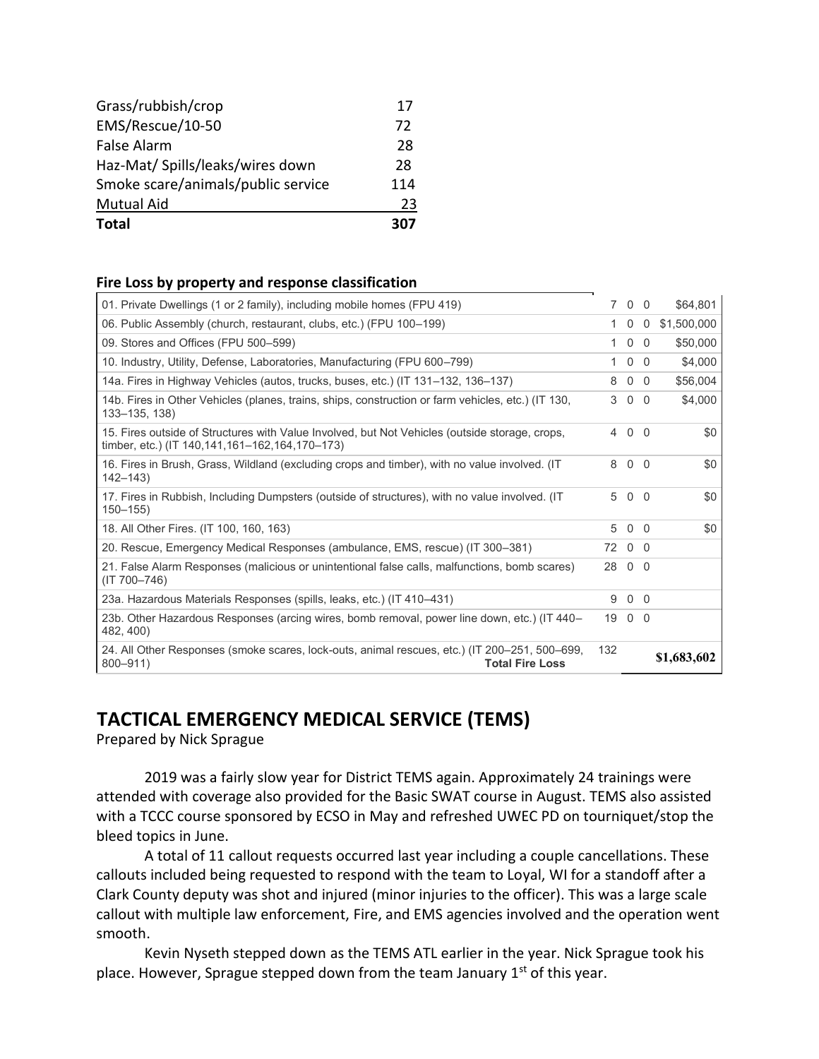| | |
|---|---|
| Grass/rubbish/crop | 17 |
| EMS/Rescue/10-50 | 72 |
| False Alarm | 28 |
| Haz-Mat/ Spills/leaks/wires down | 28 |
| Smoke scare/animals/public service | 114 |
| Mutual Aid | 23 |
| **Total** | **307** |

**Fire Loss by property and response classification**

| | | | | |
|---|---|---|---|---|
| 01. Private Dwellings (1 or 2 family), including mobile homes (FPU 419) | 7 | 0 | 0 | $64,801 |
| 06. Public Assembly (church, restaurant, clubs, etc.) (FPU 100–199) | 1 | 0 | 0 | $1,500,000 |
| 09. Stores and Offices (FPU 500–599) | 1 | 0 | 0 | $50,000 |
| 10. Industry, Utility, Defense, Laboratories, Manufacturing (FPU 600–799) | 1 | 0 | 0 | $4,000 |
| 14a. Fires in Highway Vehicles (autos, trucks, buses, etc.) (IT 131–132, 136–137) | 8 | 0 | 0 | $56,004 |
| 14b. Fires in Other Vehicles (planes, trains, ships, construction or farm vehicles, etc.) (IT 130, 133–135, 138) | 3 | 0 | 0 | $4,000 |
| 15. Fires outside of Structures with Value Involved, but Not Vehicles (outside storage, crops, timber, etc.) (IT 140,141,161–162,164,170–173) | 4 | 0 | 0 | $0 |
| 16. Fires in Brush, Grass, Wildland (excluding crops and timber), with no value involved. (IT 142–143) | 8 | 0 | 0 | $0 |
| 17. Fires in Rubbish, Including Dumpsters (outside of structures), with no value involved. (IT 150–155) | 5 | 0 | 0 | $0 |
| 18. All Other Fires. (IT 100, 160, 163) | 5 | 0 | 0 | $0 |
| 20. Rescue, Emergency Medical Responses (ambulance, EMS, rescue) (IT 300–381) | 72 | 0 | 0 | |
| 21. False Alarm Responses (malicious or unintentional false calls, malfunctions, bomb scares) (IT 700–746) | 28 | 0 | 0 | |
| 23a. Hazardous Materials Responses (spills, leaks, etc.) (IT 410–431) | 9 | 0 | 0 | |
| 23b. Other Hazardous Responses (arcing wires, bomb removal, power line down, etc.) (IT 440–482, 400) | 19 | 0 | 0 | |
| 24. All Other Responses (smoke scares, lock-outs, animal rescues, etc.) (IT 200–251, 500–699, 800–911) **Total Fire Loss** | 132 | | | **$1,683,602** |

## TACTICAL EMERGENCY MEDICAL SERVICE (TEMS)

Prepared by Nick Sprague

2019 was a fairly slow year for District TEMS again. Approximately 24 trainings were attended with coverage also provided for the Basic SWAT course in August. TEMS also assisted with a TCCC course sponsored by ECSO in May and refreshed UWEC PD on tourniquet/stop the bleed topics in June.

A total of 11 callout requests occurred last year including a couple cancellations. These callouts included being requested to respond with the team to Loyal, WI for a standoff after a Clark County deputy was shot and injured (minor injuries to the officer). This was a large scale callout with multiple law enforcement, Fire, and EMS agencies involved and the operation went smooth.

Kevin Nyseth stepped down as the TEMS ATL earlier in the year. Nick Sprague took his place. However, Sprague stepped down from the team January 1st of this year.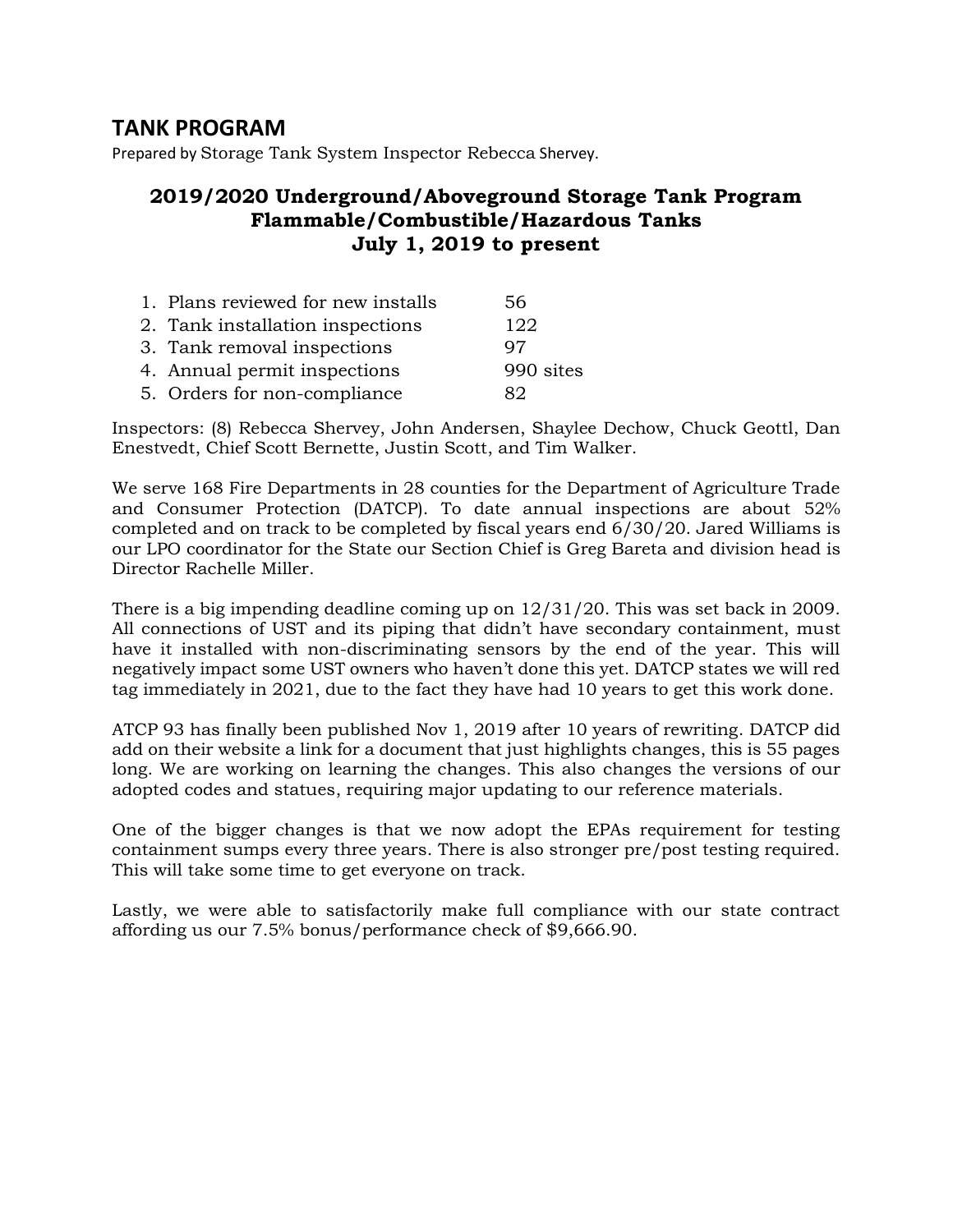# TANK PROGRAM

Prepared by Storage Tank System Inspector Rebecca Shervey.

## 2019/2020 Underground/Aboveground Storage Tank Program
## Flammable/Combustible/Hazardous Tanks
## July 1, 2019 to present

1. Plans reviewed for new installs 56
2. Tank installation inspections 122
3. Tank removal inspections 97
4. Annual permit inspections 990 sites
5. Orders for non-compliance 82

Inspectors: (8) Rebecca Shervey, John Andersen, Shaylee Dechow, Chuck Geottl, Dan Enestvedt, Chief Scott Bernette, Justin Scott, and Tim Walker.

We serve 168 Fire Departments in 28 counties for the Department of Agriculture Trade and Consumer Protection (DATCP). To date annual inspections are about 52% completed and on track to be completed by fiscal years end 6/30/20. Jared Williams is our LPO coordinator for the State our Section Chief is Greg Bareta and division head is Director Rachelle Miller.

There is a big impending deadline coming up on 12/31/20. This was set back in 2009. All connections of UST and its piping that didn't have secondary containment, must have it installed with non-discriminating sensors by the end of the year. This will negatively impact some UST owners who haven't done this yet. DATCP states we will red tag immediately in 2021, due to the fact they have had 10 years to get this work done.

ATCP 93 has finally been published Nov 1, 2019 after 10 years of rewriting. DATCP did add on their website a link for a document that just highlights changes, this is 55 pages long. We are working on learning the changes. This also changes the versions of our adopted codes and statues, requiring major updating to our reference materials.

One of the bigger changes is that we now adopt the EPAs requirement for testing containment sumps every three years. There is also stronger pre/post testing required. This will take some time to get everyone on track.

Lastly, we were able to satisfactorily make full compliance with our state contract affording us our 7.5% bonus/performance check of $9,666.90.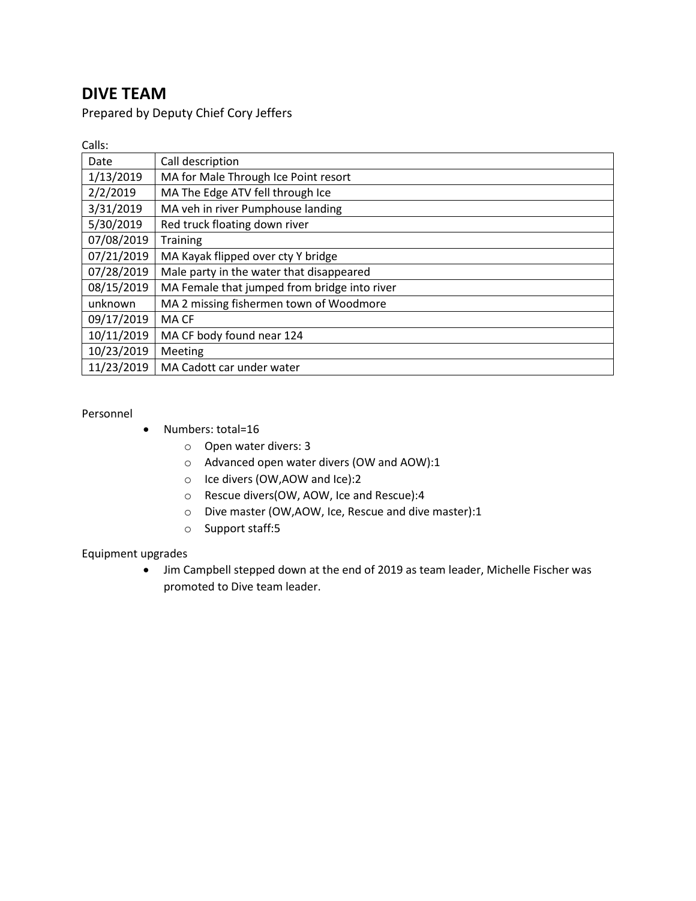## DIVE TEAM

Prepared by Deputy Chief Cory Jeffers

Calls:

| Date | Call description |
|---|---|
| 1/13/2019 | MA for Male Through Ice Point resort |
| 2/2/2019 | MA The Edge ATV fell through Ice |
| 3/31/2019 | MA veh in river Pumphouse landing |
| 5/30/2019 | Red truck floating down river |
| 07/08/2019 | Training |
| 07/21/2019 | MA Kayak flipped over cty Y bridge |
| 07/28/2019 | Male party in the water that disappeared |
| 08/15/2019 | MA Female that jumped from bridge into river |
| unknown | MA 2 missing fishermen town of Woodmore |
| 09/17/2019 | MA CF |
| 10/11/2019 | MA CF body found near 124 |
| 10/23/2019 | Meeting |
| 11/23/2019 | MA Cadott car under water |

Personnel

- Numbers: total=16
  - Open water divers: 3
  - Advanced open water divers (OW and AOW):1
  - Ice divers (OW,AOW and Ice):2
  - Rescue divers(OW, AOW, Ice and Rescue):4
  - Dive master (OW,AOW, Ice, Rescue and dive master):1
  - Support staff:5

Equipment upgrades

- Jim Campbell stepped down at the end of 2019 as team leader, Michelle Fischer was promoted to Dive team leader.